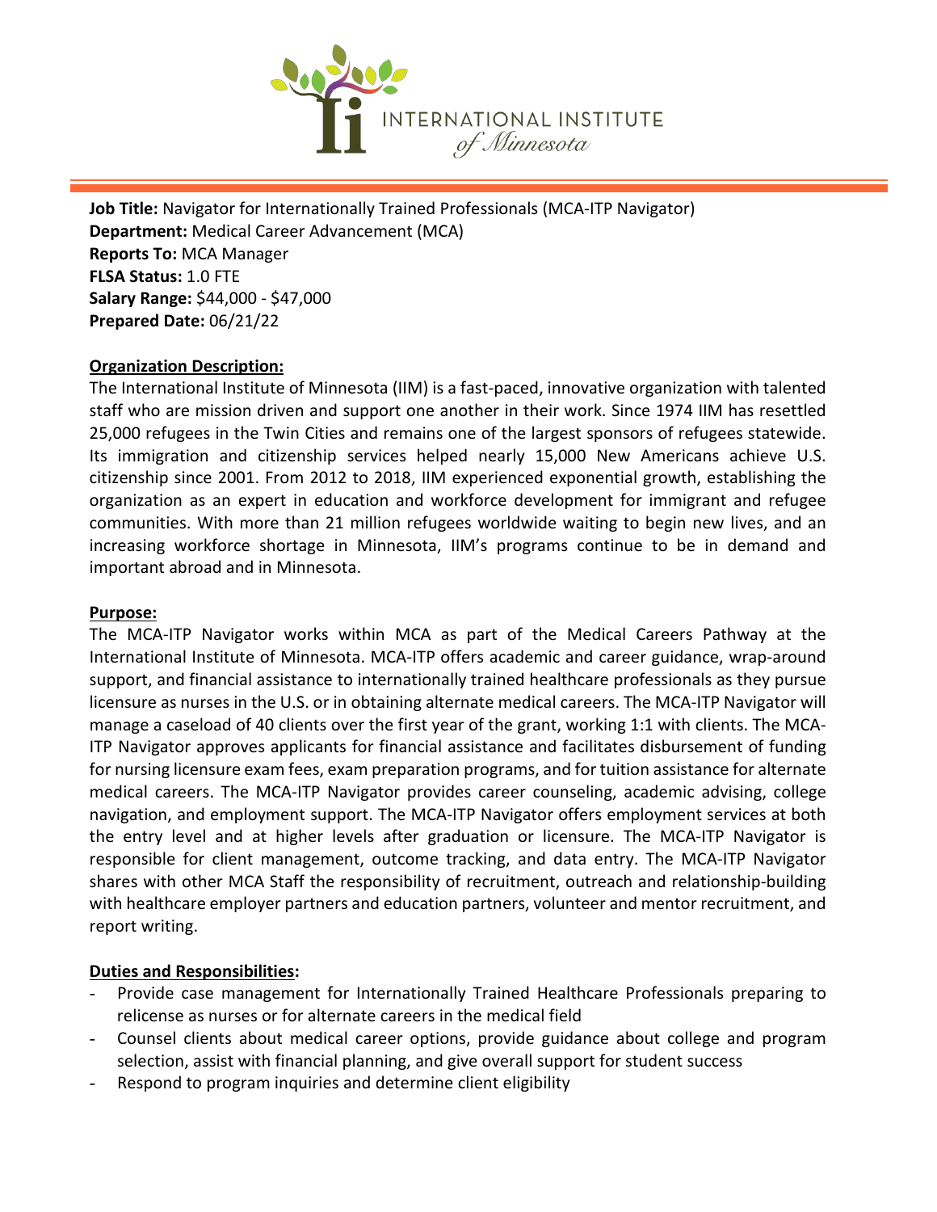INTERNATIONAL INSTITUTE *of Minnesota*

**Job Title:** Navigator for Internationally Trained Professionals (MCA-ITP Navigator)
**Department:** Medical Career Advancement (MCA)
**Reports To:** MCA Manager
**FLSA Status:** 1.0 FTE
**Salary Range:** $44,000 - $47,000
**Prepared Date:** 06/21/22

## Organization Description:

The International Institute of Minnesota (IIM) is a fast-paced, innovative organization with talented staff who are mission driven and support one another in their work. Since 1974 IIM has resettled 25,000 refugees in the Twin Cities and remains one of the largest sponsors of refugees statewide. Its immigration and citizenship services helped nearly 15,000 New Americans achieve U.S. citizenship since 2001. From 2012 to 2018, IIM experienced exponential growth, establishing the organization as an expert in education and workforce development for immigrant and refugee communities. With more than 21 million refugees worldwide waiting to begin new lives, and an increasing workforce shortage in Minnesota, IIM's programs continue to be in demand and important abroad and in Minnesota.

## Purpose:

The MCA-ITP Navigator works within MCA as part of the Medical Careers Pathway at the International Institute of Minnesota. MCA-ITP offers academic and career guidance, wrap-around support, and financial assistance to internationally trained healthcare professionals as they pursue licensure as nurses in the U.S. or in obtaining alternate medical careers. The MCA-ITP Navigator will manage a caseload of 40 clients over the first year of the grant, working 1:1 with clients. The MCA-ITP Navigator approves applicants for financial assistance and facilitates disbursement of funding for nursing licensure exam fees, exam preparation programs, and for tuition assistance for alternate medical careers. The MCA-ITP Navigator provides career counseling, academic advising, college navigation, and employment support. The MCA-ITP Navigator offers employment services at both the entry level and at higher levels after graduation or licensure. The MCA-ITP Navigator is responsible for client management, outcome tracking, and data entry. The MCA-ITP Navigator shares with other MCA Staff the responsibility of recruitment, outreach and relationship-building with healthcare employer partners and education partners, volunteer and mentor recruitment, and report writing.

## Duties and Responsibilities:

- Provide case management for Internationally Trained Healthcare Professionals preparing to relicense as nurses or for alternate careers in the medical field
- Counsel clients about medical career options, provide guidance about college and program selection, assist with financial planning, and give overall support for student success
- Respond to program inquiries and determine client eligibility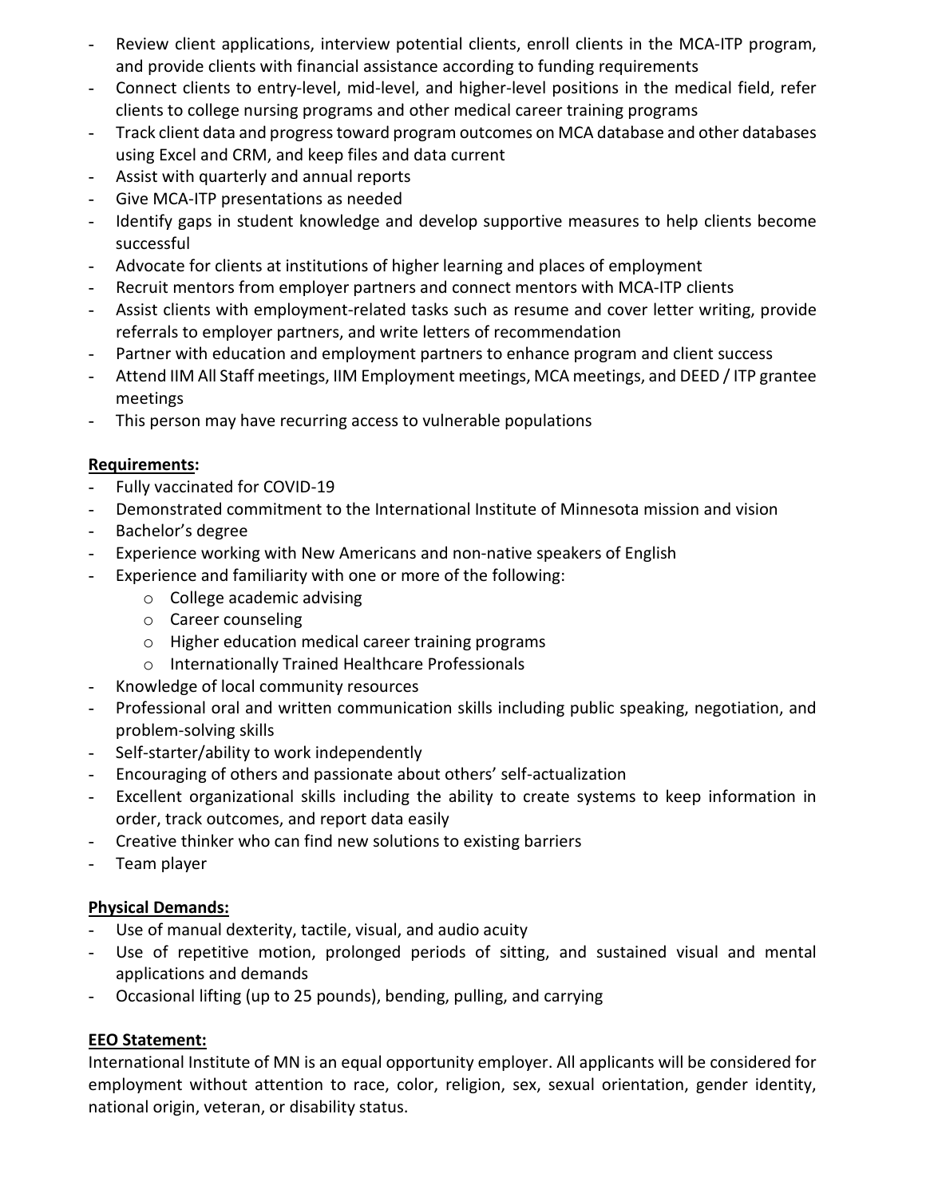- Review client applications, interview potential clients, enroll clients in the MCA-ITP program, and provide clients with financial assistance according to funding requirements
- Connect clients to entry-level, mid-level, and higher-level positions in the medical field, refer clients to college nursing programs and other medical career training programs
- Track client data and progress toward program outcomes on MCA database and other databases using Excel and CRM, and keep files and data current
- Assist with quarterly and annual reports
- Give MCA-ITP presentations as needed
- Identify gaps in student knowledge and develop supportive measures to help clients become successful
- Advocate for clients at institutions of higher learning and places of employment
- Recruit mentors from employer partners and connect mentors with MCA-ITP clients
- Assist clients with employment-related tasks such as resume and cover letter writing, provide referrals to employer partners, and write letters of recommendation
- Partner with education and employment partners to enhance program and client success
- Attend IIM All Staff meetings, IIM Employment meetings, MCA meetings, and DEED / ITP grantee meetings
- This person may have recurring access to vulnerable populations

**Requirements:**

- Fully vaccinated for COVID-19
- Demonstrated commitment to the International Institute of Minnesota mission and vision
- Bachelor's degree
- Experience working with New Americans and non-native speakers of English
- Experience and familiarity with one or more of the following:
  - College academic advising
  - Career counseling
  - Higher education medical career training programs
  - Internationally Trained Healthcare Professionals
- Knowledge of local community resources
- Professional oral and written communication skills including public speaking, negotiation, and problem-solving skills
- Self-starter/ability to work independently
- Encouraging of others and passionate about others' self-actualization
- Excellent organizational skills including the ability to create systems to keep information in order, track outcomes, and report data easily
- Creative thinker who can find new solutions to existing barriers
- Team player

**Physical Demands:**

- Use of manual dexterity, tactile, visual, and audio acuity
- Use of repetitive motion, prolonged periods of sitting, and sustained visual and mental applications and demands
- Occasional lifting (up to 25 pounds), bending, pulling, and carrying

**EEO Statement:**

International Institute of MN is an equal opportunity employer. All applicants will be considered for employment without attention to race, color, religion, sex, sexual orientation, gender identity, national origin, veteran, or disability status.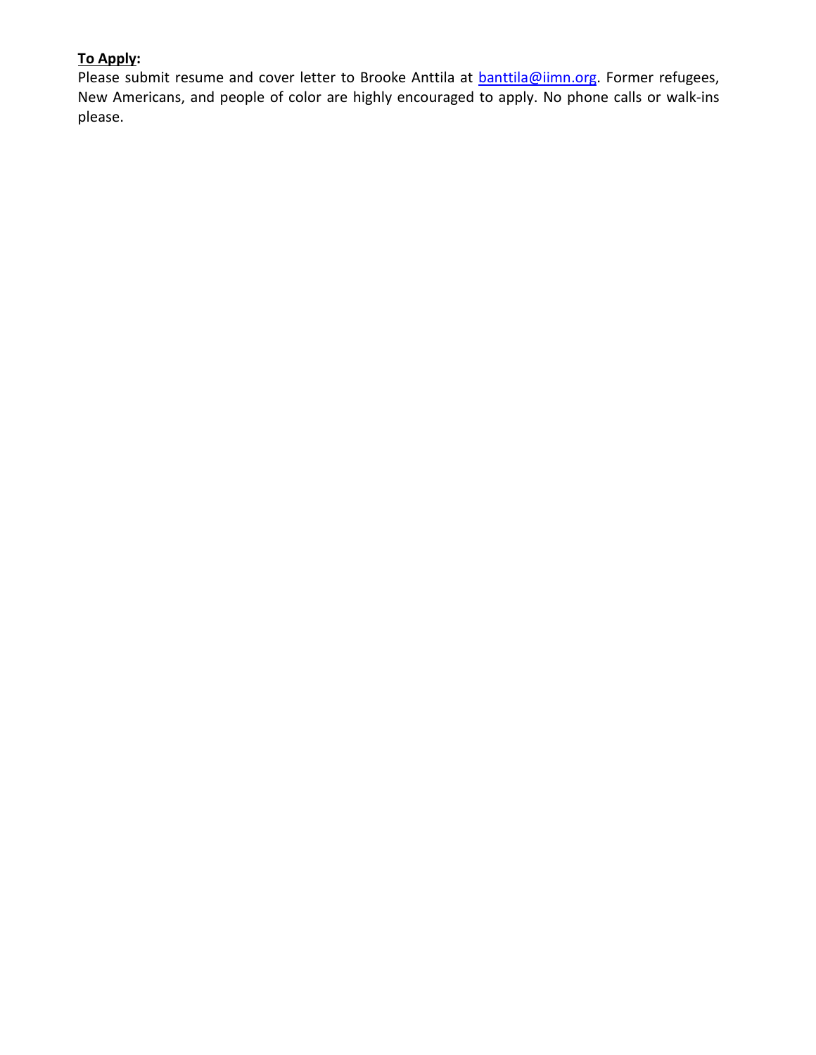**To Apply:**

Please submit resume and cover letter to Brooke Anttila at [banttila@iimn.org](mailto:banttila@iimn.org). Former refugees, New Americans, and people of color are highly encouraged to apply. No phone calls or walk-ins please.